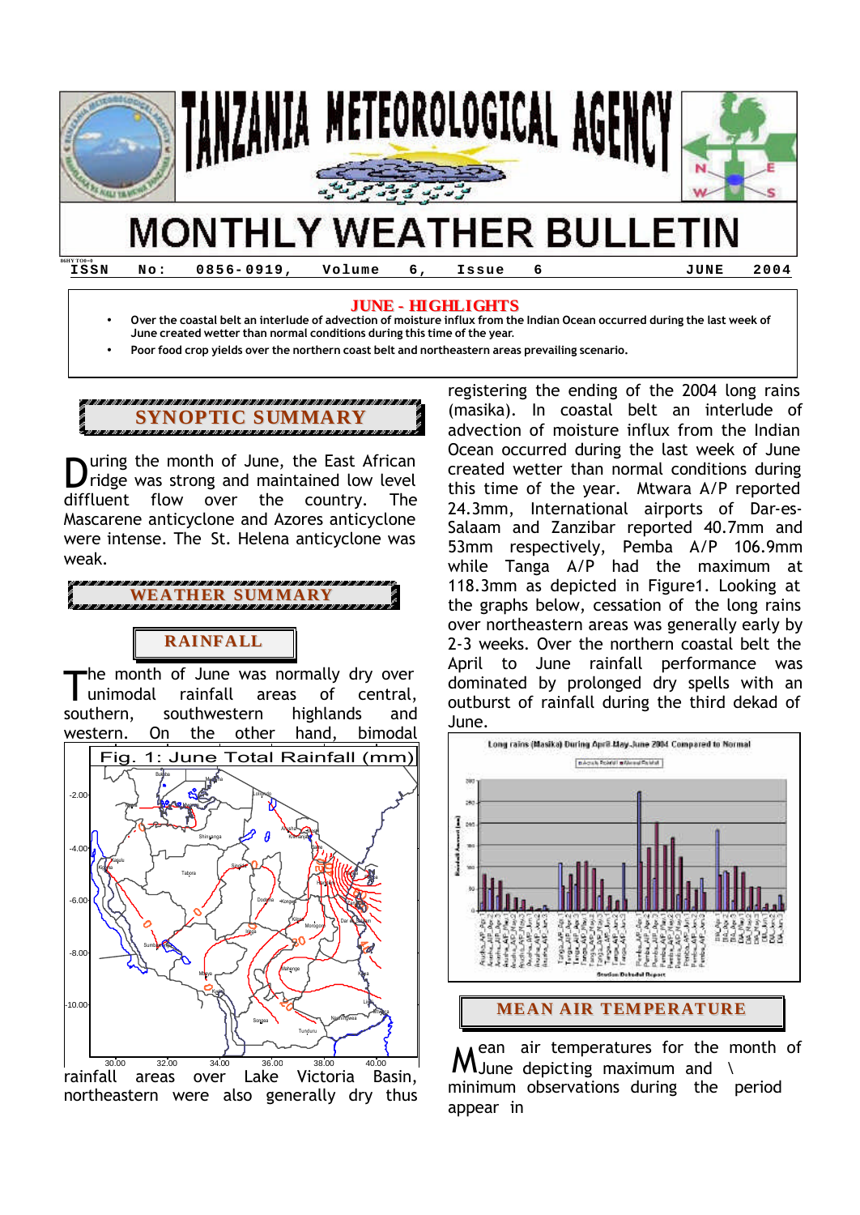# TANZANIA METEOROLOGICAL AGENCY

# MONTHLY WEATHER BULLETIN

ISSN No: 0856-0919, Volume 6, Issue 6 JUNE 2004

## JUNE - HIGHLIGHTS

- Over the coastal belt an interlude of advection of moisture influx from the Indian Ocean occurred during the last week of June created wetter than normal conditions during this time of the year.
- Poor food crop yields over the northern coast belt and northeastern areas prevailing scenario.

## SYNOPTIC SUMMARY

During the month of June, the East African ridge was strong and maintained low level diffluent flow over the country. The Mascarene anticyclone and Azores anticyclone were intense. The St. Helena anticyclone was weak.

## WEATHER SUMMARY

### RAINFALL

The month of June was normally dry over unimodal rainfall areas of central, southern, southwestern highlands and western. On the other hand, bimodal rainfall areas over Lake Victoria Basin, northeastern were also generally dry thus registering the ending of the 2004 long rains (masika). In coastal belt an interlude of advection of moisture influx from the Indian Ocean occurred during the last week of June created wetter than normal conditions during this time of the year. Mtwara A/P reported 24.3mm, International airports of Dar-es-Salaam and Zanzibar reported 40.7mm and 53mm respectively, Pemba A/P 106.9mm while Tanga A/P had the maximum at 118.3mm as depicted in Figure1. Looking at the graphs below, cessation of the long rains over northeastern areas was generally early by 2-3 weeks. Over the northern coastal belt the April to June rainfall performance was dominated by prolonged dry spells with an outburst of rainfall during the third dekad of June.

Fig. 1: June Total Rainfall (mm)

Long rains (Masika) During April-May-June 2004 Compared to Normal

### MEAN AIR TEMPERATURE

Mean air temperatures for the month of June depicting maximum and \ minimum observations during the period appear in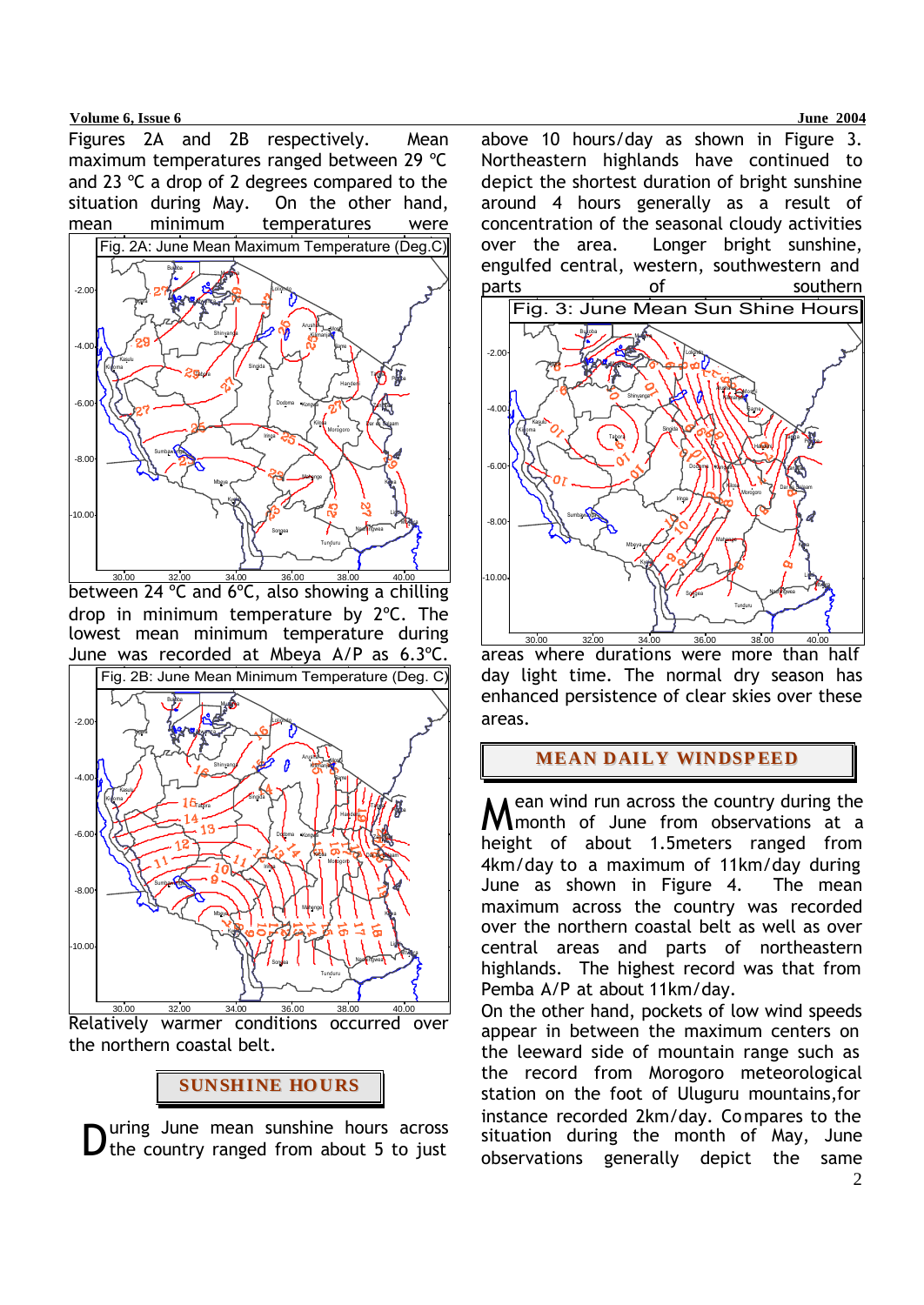Figures 2A and 2B respectively. Mean maximum temperatures ranged between 29 °C and 23 °C a drop of 2 degrees compared to the situation during May. On the other hand, mean minimum temperatures were

Fig. 2A: June Mean Maximum Temperature (Deg.C)

between 24 °C and 6°C, also showing a chilling drop in minimum temperature by 2°C. The lowest mean minimum temperature during June was recorded at Mbeya A/P as 6.3°C.

Fig. 2B: June Mean Minimum Temperature (Deg. C)

Relatively warmer conditions occurred over the northern coastal belt.

## SUNSHINE HOURS

During June mean sunshine hours across the country ranged from about 5 to just above 10 hours/day as shown in Figure 3. Northeastern highlands have continued to depict the shortest duration of bright sunshine around 4 hours generally as a result of concentration of the seasonal cloudy activities over the area. Longer bright sunshine, engulfed central, western, southwestern and parts of southern

Fig. 3: June Mean Sun Shine Hours

areas where durations were more than half day light time. The normal dry season has enhanced persistence of clear skies over these areas.

## MEAN DAILY WINDSPEED

Mean wind run across the country during the month of June from observations at a height of about 1.5meters ranged from 4km/day to a maximum of 11km/day during June as shown in Figure 4. The mean maximum across the country was recorded over the northern coastal belt as well as over central areas and parts of northeastern highlands. The highest record was that from Pemba A/P at about 11km/day.

On the other hand, pockets of low wind speeds appear in between the maximum centers on the leeward side of mountain range such as the record from Morogoro meteorological station on the foot of Uluguru mountains,for instance recorded 2km/day. Compares to the situation during the month of May, June observations generally depict the same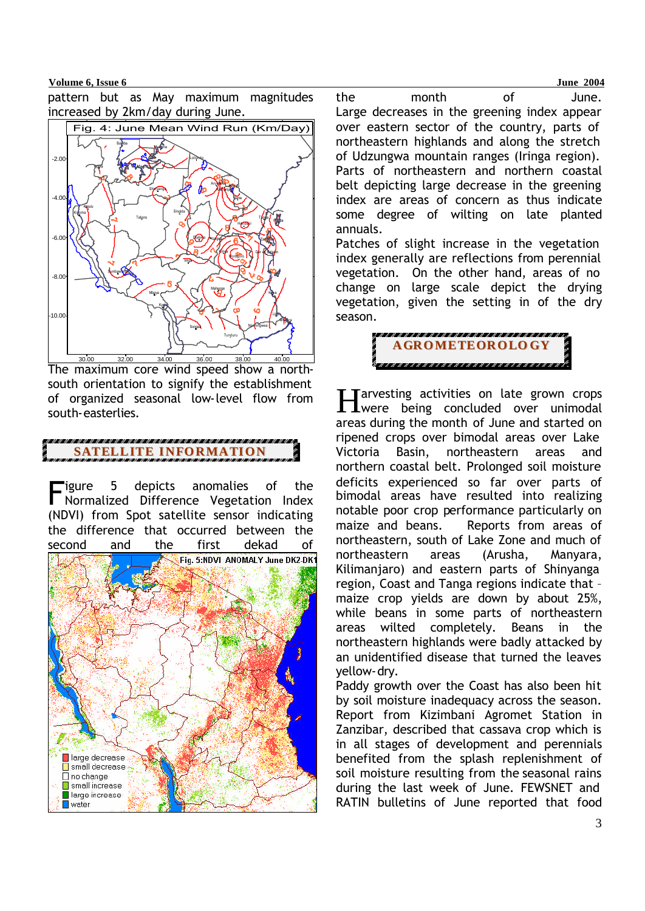pattern but as May maximum magnitudes increased by 2km/day during June.

Fig. 4: June Mean Wind Run (Km/Day)

The maximum core wind speed show a north-south orientation to signify the establishment of organized seasonal low-level flow from south-easterlies.

## SATELLITE INFORMATION

Figure 5 depicts anomalies of the Normalized Difference Vegetation Index (NDVI) from Spot satellite sensor indicating the difference that occurred between the second and the first dekad of the month of June.

Fig. 5:NDVI ANOMALY June DK2-DK1

Large decreases in the greening index appear over eastern sector of the country, parts of northeastern highlands and along the stretch of Udzungwa mountain ranges (Iringa region). Parts of northeastern and northern coastal belt depicting large decrease in the greening index are areas of concern as thus indicate some degree of wilting on late planted annuals.

Patches of slight increase in the vegetation index generally are reflections from perennial vegetation. On the other hand, areas of no change on large scale depict the drying vegetation, given the setting in of the dry season.

## AGROMETEOROLOGY

Harvesting activities on late grown crops were being concluded over unimodal areas during the month of June and started on ripened crops over bimodal areas over Lake Victoria Basin, northeastern areas and northern coastal belt. Prolonged soil moisture deficits experienced so far over parts of bimodal areas have resulted into realizing notable poor crop performance particularly on maize and beans. Reports from areas of northeastern, south of Lake Zone and much of northeastern areas (Arusha, Manyara, Kilimanjaro) and eastern parts of Shinyanga region, Coast and Tanga regions indicate that – maize crop yields are down by about 25%, while beans in some parts of northeastern areas wilted completely. Beans in the northeastern highlands were badly attacked by an unidentified disease that turned the leaves yellow-dry.

Paddy growth over the Coast has also been hit by soil moisture inadequacy across the season. Report from Kizimbani Agromet Station in Zanzibar, described that cassava crop which is in all stages of development and perennials benefited from the splash replenishment of soil moisture resulting from the seasonal rains during the last week of June. FEWSNET and RATIN bulletins of June reported that food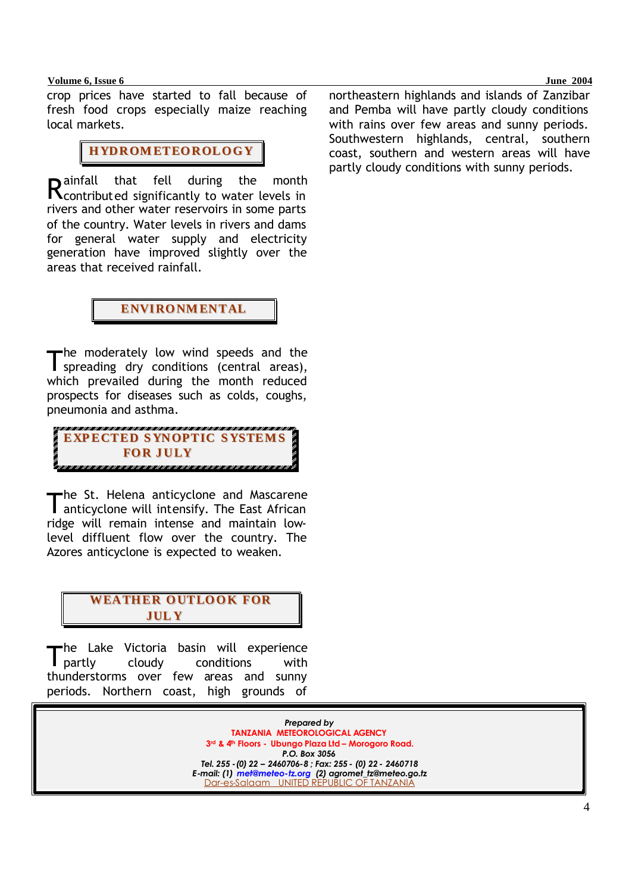crop prices have started to fall because of fresh food crops especially maize reaching local markets.

## HYDROMETEOROLOGY

Rainfall that fell during the month contributed significantly to water levels in rivers and other water reservoirs in some parts of the country. Water levels in rivers and dams for general water supply and electricity generation have improved slightly over the areas that received rainfall.

## ENVIRONMENTAL

The moderately low wind speeds and the spreading dry conditions (central areas), which prevailed during the month reduced prospects for diseases such as colds, coughs, pneumonia and asthma.

## EXPECTED SYNOPTIC SYSTEMS FOR JULY

The St. Helena anticyclone and Mascarene anticyclone will intensify. The East African ridge will remain intense and maintain low-level diffluent flow over the country. The Azores anticyclone is expected to weaken.

## WEATHER OUTLOOK FOR JULY

The Lake Victoria basin will experience partly cloudy conditions with thunderstorms over few areas and sunny periods. Northern coast, high grounds of northeastern highlands and islands of Zanzibar and Pemba will have partly cloudy conditions with rains over few areas and sunny periods. Southwestern highlands, central, southern coast, southern and western areas will have partly cloudy conditions with sunny periods.

*Prepared by*
**TANZANIA METEOROLOGICAL AGENCY**
**3rd & 4th Floors - Ubungo Plaza Ltd – Morogoro Road.**
***P.O. Box 3056***
***Tel. 255 - (0) 22 – 2460706-8 ; Fax: 255 - (0) 22 - 2460718***
***E-mail: (1) met@meteo-tz.org (2) agromet_tz@meteo.go.tz***
Dar-es-Salaam UNITED REPUBLIC OF TANZANIA